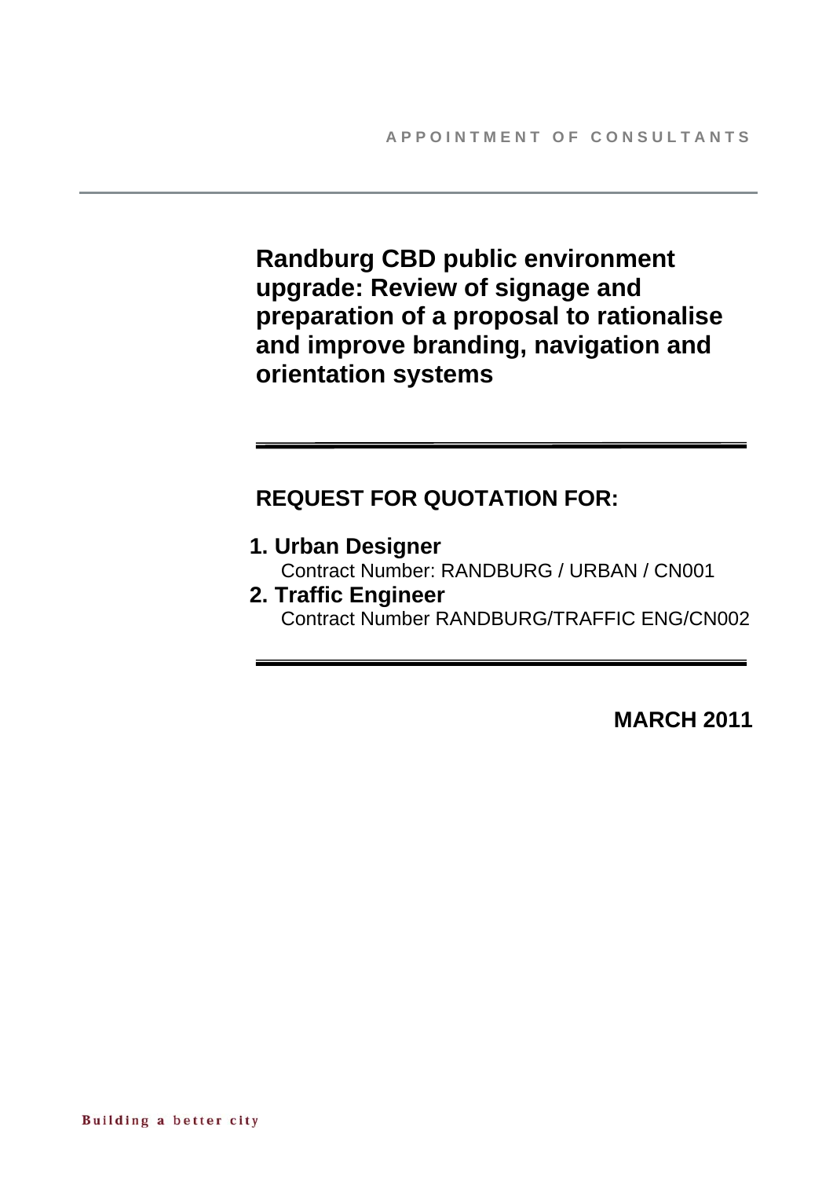APPOINTMENT OF CONSULTANTS

# Randburg CBD public environment upgrade: Review of signage and preparation of a proposal to rationalise and improve branding, navigation and orientation systems

## REQUEST FOR QUOTATION FOR:

1. **Urban Designer**
   Contract Number: RANDBURG / URBAN / CN001
2. **Traffic Engineer**
   Contract Number RANDBURG/TRAFFIC ENG/CN002

**MARCH 2011**

Building a better city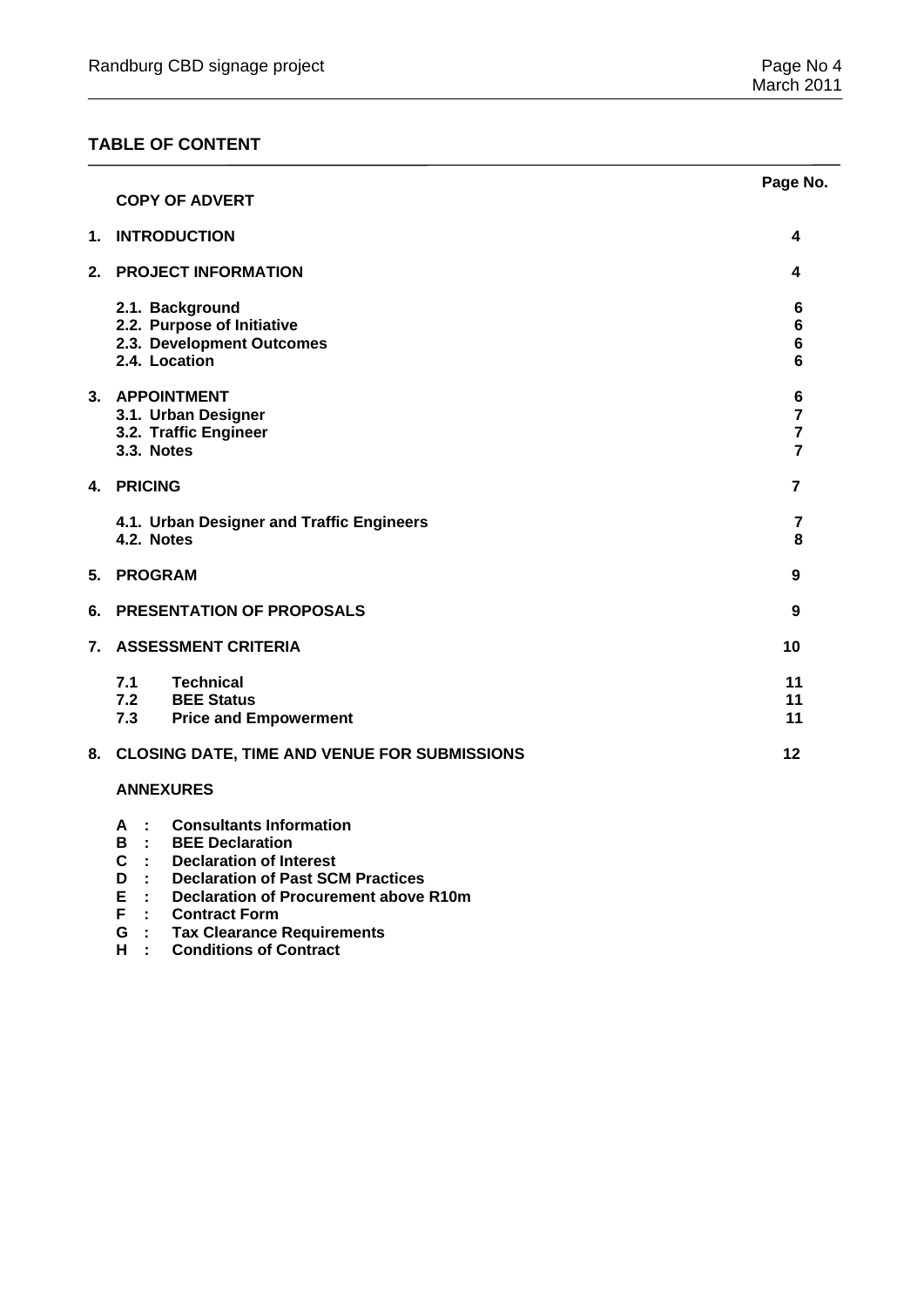## TABLE OF CONTENT

| | | Page No. |
|---|---|---|
| | **COPY OF ADVERT** | |
| **1.** | **INTRODUCTION** | **4** |
| **2.** | **PROJECT INFORMATION** | **4** |
| | **2.1. Background** | **6** |
| | **2.2. Purpose of Initiative** | **6** |
| | **2.3. Development Outcomes** | **6** |
| | **2.4. Location** | **6** |
| **3.** | **APPOINTMENT** | **6** |
| | **3.1. Urban Designer** | **7** |
| | **3.2. Traffic Engineer** | **7** |
| | **3.3. Notes** | **7** |
| **4.** | **PRICING** | **7** |
| | **4.1. Urban Designer and Traffic Engineers** | **7** |
| | **4.2. Notes** | **8** |
| **5.** | **PROGRAM** | **9** |
| **6.** | **PRESENTATION OF PROPOSALS** | **9** |
| **7.** | **ASSESSMENT CRITERIA** | **10** |
| | **7.1 Technical** | **11** |
| | **7.2 BEE Status** | **11** |
| | **7.3 Price and Empowerment** | **11** |
| **8.** | **CLOSING DATE, TIME AND VENUE FOR SUBMISSIONS** | **12** |

**ANNEXURES**

- **A : Consultants Information**
- **B : BEE Declaration**
- **C : Declaration of Interest**
- **D : Declaration of Past SCM Practices**
- **E : Declaration of Procurement above R10m**
- **F : Contract Form**
- **G : Tax Clearance Requirements**
- **H : Conditions of Contract**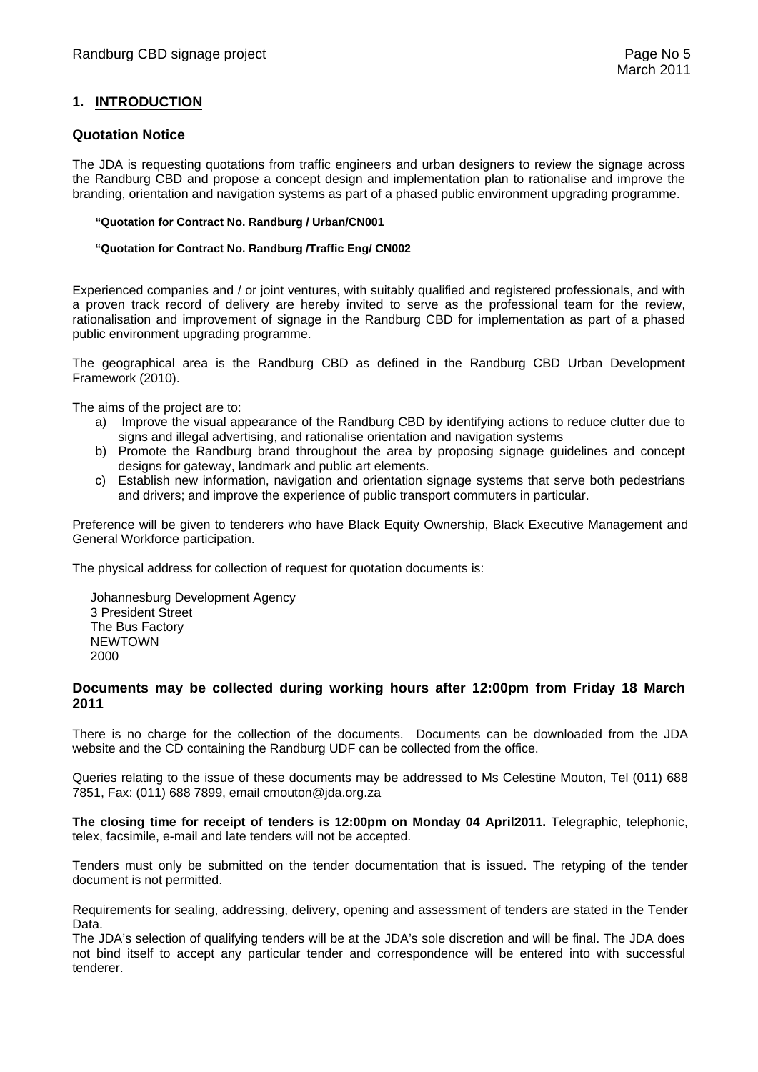## 1. INTRODUCTION

### Quotation Notice

The JDA is requesting quotations from traffic engineers and urban designers to review the signage across the Randburg CBD and propose a concept design and implementation plan to rationalise and improve the branding, orientation and navigation systems as part of a phased public environment upgrading programme.

**"Quotation for Contract No. Randburg / Urban/CN001**

**"Quotation for Contract No. Randburg /Traffic Eng/ CN002**

Experienced companies and / or joint ventures, with suitably qualified and registered professionals, and with a proven track record of delivery are hereby invited to serve as the professional team for the review, rationalisation and improvement of signage in the Randburg CBD for implementation as part of a phased public environment upgrading programme.

The geographical area is the Randburg CBD as defined in the Randburg CBD Urban Development Framework (2010).

The aims of the project are to:

a) Improve the visual appearance of the Randburg CBD by identifying actions to reduce clutter due to signs and illegal advertising, and rationalise orientation and navigation systems
b) Promote the Randburg brand throughout the area by proposing signage guidelines and concept designs for gateway, landmark and public art elements.
c) Establish new information, navigation and orientation signage systems that serve both pedestrians and drivers; and improve the experience of public transport commuters in particular.

Preference will be given to tenderers who have Black Equity Ownership, Black Executive Management and General Workforce participation.

The physical address for collection of request for quotation documents is:

Johannesburg Development Agency
3 President Street
The Bus Factory
NEWTOWN
2000

### Documents may be collected during working hours after 12:00pm from Friday 18 March 2011

There is no charge for the collection of the documents. Documents can be downloaded from the JDA website and the CD containing the Randburg UDF can be collected from the office.

Queries relating to the issue of these documents may be addressed to Ms Celestine Mouton, Tel (011) 688 7851, Fax: (011) 688 7899, email cmouton@jda.org.za

**The closing time for receipt of tenders is 12:00pm on Monday 04 April2011.** Telegraphic, telephonic, telex, facsimile, e-mail and late tenders will not be accepted.

Tenders must only be submitted on the tender documentation that is issued. The retyping of the tender document is not permitted.

Requirements for sealing, addressing, delivery, opening and assessment of tenders are stated in the Tender Data.
The JDA's selection of qualifying tenders will be at the JDA's sole discretion and will be final. The JDA does not bind itself to accept any particular tender and correspondence will be entered into with successful tenderer.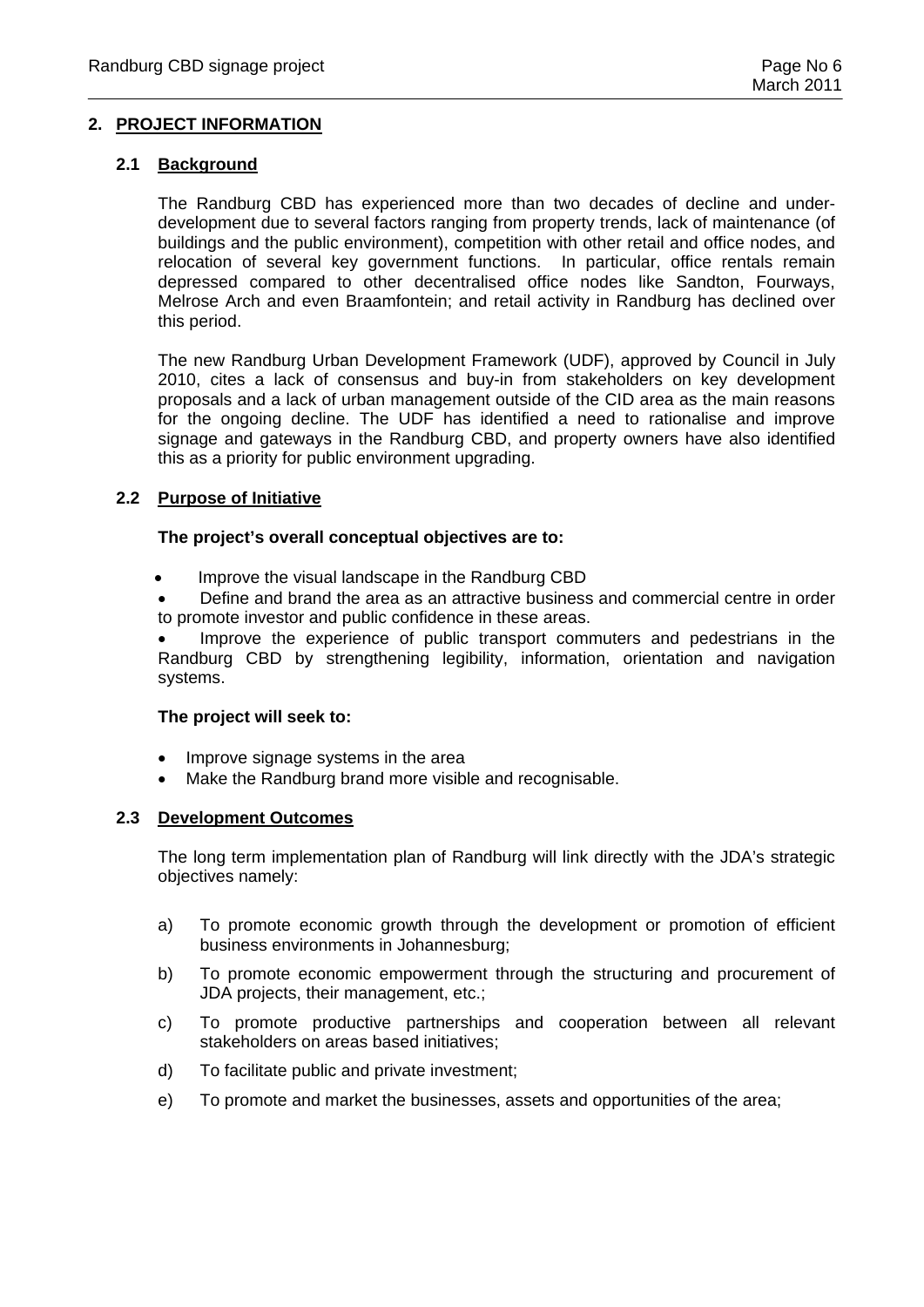## 2. PROJECT INFORMATION

### 2.1 Background

The Randburg CBD has experienced more than two decades of decline and under-development due to several factors ranging from property trends, lack of maintenance (of buildings and the public environment), competition with other retail and office nodes, and relocation of several key government functions. In particular, office rentals remain depressed compared to other decentralised office nodes like Sandton, Fourways, Melrose Arch and even Braamfontein; and retail activity in Randburg has declined over this period.

The new Randburg Urban Development Framework (UDF), approved by Council in July 2010, cites a lack of consensus and buy-in from stakeholders on key development proposals and a lack of urban management outside of the CID area as the main reasons for the ongoing decline. The UDF has identified a need to rationalise and improve signage and gateways in the Randburg CBD, and property owners have also identified this as a priority for public environment upgrading.

### 2.2 Purpose of Initiative

**The project's overall conceptual objectives are to:**

- Improve the visual landscape in the Randburg CBD
- Define and brand the area as an attractive business and commercial centre in order to promote investor and public confidence in these areas.
- Improve the experience of public transport commuters and pedestrians in the Randburg CBD by strengthening legibility, information, orientation and navigation systems.

**The project will seek to:**

- Improve signage systems in the area
- Make the Randburg brand more visible and recognisable.

### 2.3 Development Outcomes

The long term implementation plan of Randburg will link directly with the JDA's strategic objectives namely:

a) To promote economic growth through the development or promotion of efficient business environments in Johannesburg;

b) To promote economic empowerment through the structuring and procurement of JDA projects, their management, etc.;

c) To promote productive partnerships and cooperation between all relevant stakeholders on areas based initiatives;

d) To facilitate public and private investment;

e) To promote and market the businesses, assets and opportunities of the area;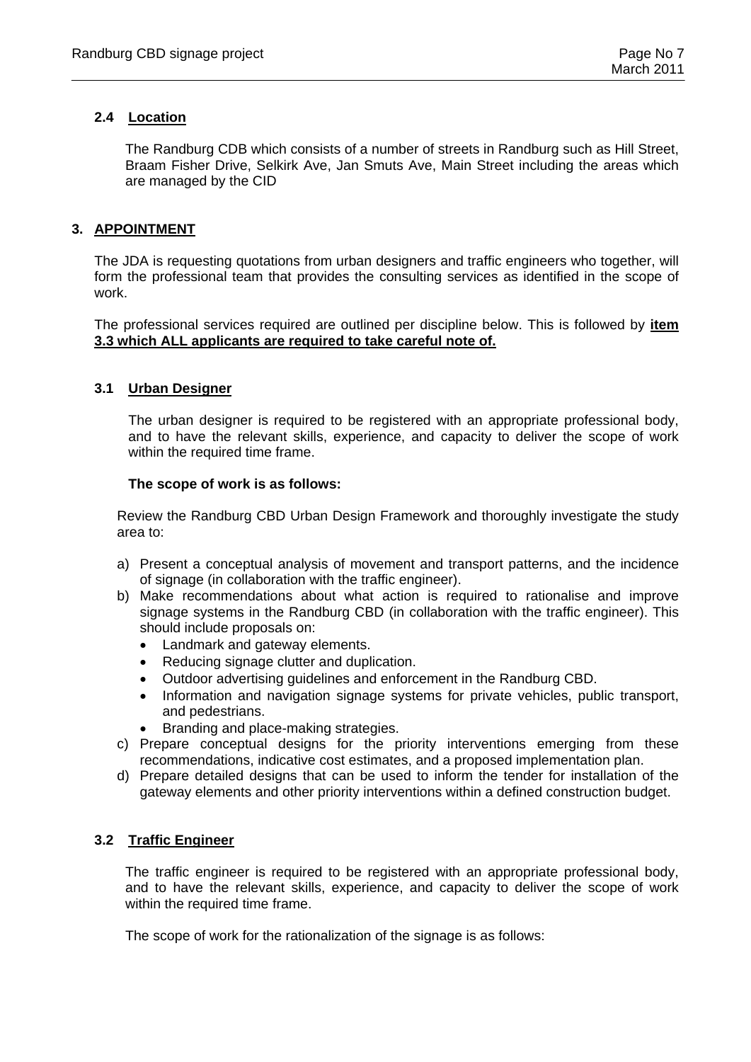### 2.4 Location

The Randburg CDB which consists of a number of streets in Randburg such as Hill Street, Braam Fisher Drive, Selkirk Ave, Jan Smuts Ave, Main Street including the areas which are managed by the CID

## 3. APPOINTMENT

The JDA is requesting quotations from urban designers and traffic engineers who together, will form the professional team that provides the consulting services as identified in the scope of work.

The professional services required are outlined per discipline below. This is followed by **item 3.3 which ALL applicants are required to take careful note of.**

### 3.1 Urban Designer

The urban designer is required to be registered with an appropriate professional body, and to have the relevant skills, experience, and capacity to deliver the scope of work within the required time frame.

**The scope of work is as follows:**

Review the Randburg CBD Urban Design Framework and thoroughly investigate the study area to:

a) Present a conceptual analysis of movement and transport patterns, and the incidence of signage (in collaboration with the traffic engineer).
b) Make recommendations about what action is required to rationalise and improve signage systems in the Randburg CBD (in collaboration with the traffic engineer). This should include proposals on:
   - Landmark and gateway elements.
   - Reducing signage clutter and duplication.
   - Outdoor advertising guidelines and enforcement in the Randburg CBD.
   - Information and navigation signage systems for private vehicles, public transport, and pedestrians.
   - Branding and place-making strategies.
c) Prepare conceptual designs for the priority interventions emerging from these recommendations, indicative cost estimates, and a proposed implementation plan.
d) Prepare detailed designs that can be used to inform the tender for installation of the gateway elements and other priority interventions within a defined construction budget.

### 3.2 Traffic Engineer

The traffic engineer is required to be registered with an appropriate professional body, and to have the relevant skills, experience, and capacity to deliver the scope of work within the required time frame.

The scope of work for the rationalization of the signage is as follows: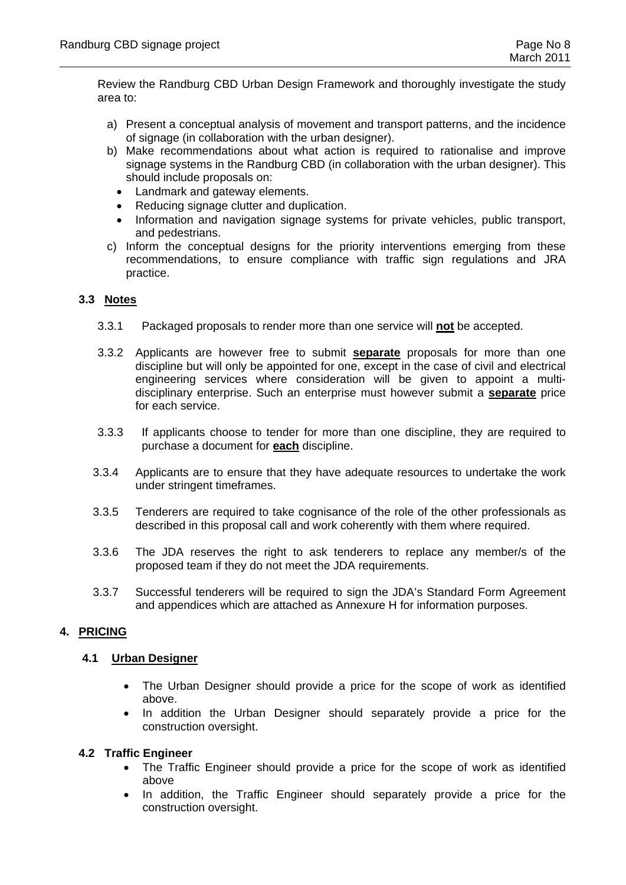Review the Randburg CBD Urban Design Framework and thoroughly investigate the study area to:

a) Present a conceptual analysis of movement and transport patterns, and the incidence of signage (in collaboration with the urban designer).
b) Make recommendations about what action is required to rationalise and improve signage systems in the Randburg CBD (in collaboration with the urban designer). This should include proposals on:
   - Landmark and gateway elements.
   - Reducing signage clutter and duplication.
   - Information and navigation signage systems for private vehicles, public transport, and pedestrians.
c) Inform the conceptual designs for the priority interventions emerging from these recommendations, to ensure compliance with traffic sign regulations and JRA practice.

### 3.3 Notes

3.3.1 Packaged proposals to render more than one service will **not** be accepted.

3.3.2 Applicants are however free to submit **separate** proposals for more than one discipline but will only be appointed for one, except in the case of civil and electrical engineering services where consideration will be given to appoint a multi-disciplinary enterprise. Such an enterprise must however submit a **separate** price for each service.

3.3.3 If applicants choose to tender for more than one discipline, they are required to purchase a document for **each** discipline.

3.3.4 Applicants are to ensure that they have adequate resources to undertake the work under stringent timeframes.

3.3.5 Tenderers are required to take cognisance of the role of the other professionals as described in this proposal call and work coherently with them where required.

3.3.6 The JDA reserves the right to ask tenderers to replace any member/s of the proposed team if they do not meet the JDA requirements.

3.3.7 Successful tenderers will be required to sign the JDA's Standard Form Agreement and appendices which are attached as Annexure H for information purposes.

## 4. PRICING

### 4.1 Urban Designer

- The Urban Designer should provide a price for the scope of work as identified above.
- In addition the Urban Designer should separately provide a price for the construction oversight.

### 4.2 Traffic Engineer

- The Traffic Engineer should provide a price for the scope of work as identified above
- In addition, the Traffic Engineer should separately provide a price for the construction oversight.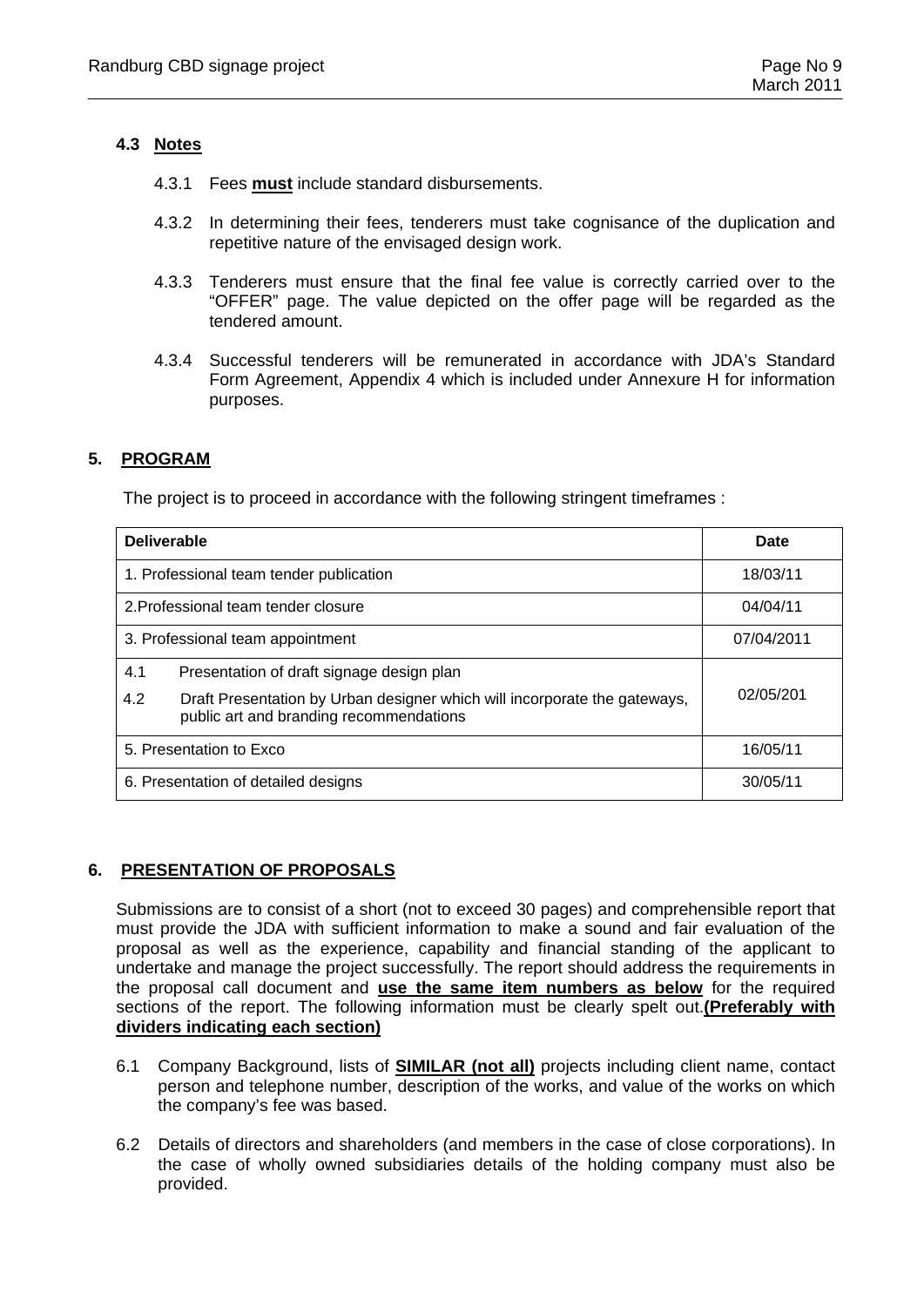### 4.3 <u>Notes</u>

4.3.1 Fees **<u>must</u>** include standard disbursements.

4.3.2 In determining their fees, tenderers must take cognisance of the duplication and repetitive nature of the envisaged design work.

4.3.3 Tenderers must ensure that the final fee value is correctly carried over to the "OFFER" page. The value depicted on the offer page will be regarded as the tendered amount.

4.3.4 Successful tenderers will be remunerated in accordance with JDA's Standard Form Agreement, Appendix 4 which is included under Annexure H for information purposes.

## 5. <u>PROGRAM</u>

The project is to proceed in accordance with the following stringent timeframes :

| **Deliverable** | **Date** |
|---|---|
| 1. Professional team tender publication | 18/03/11 |
| 2.Professional team tender closure | 04/04/11 |
| 3. Professional team appointment | 07/04/2011 |
| 4.1 Presentation of draft signage design plan<br>4.2 Draft Presentation by Urban designer which will incorporate the gateways, public art and branding recommendations | 02/05/201 |
| 5. Presentation to Exco | 16/05/11 |
| 6. Presentation of detailed designs | 30/05/11 |

## 6. <u>PRESENTATION OF PROPOSALS</u>

Submissions are to consist of a short (not to exceed 30 pages) and comprehensible report that must provide the JDA with sufficient information to make a sound and fair evaluation of the proposal as well as the experience, capability and financial standing of the applicant to undertake and manage the project successfully. The report should address the requirements in the proposal call document and **<u>use the same item numbers as below</u>** for the required sections of the report. The following information must be clearly spelt out.**<u>(Preferably with dividers indicating each section)</u>**

6.1 Company Background, lists of **<u>SIMILAR (not all)</u>** projects including client name, contact person and telephone number, description of the works, and value of the works on which the company's fee was based.

6.2 Details of directors and shareholders (and members in the case of close corporations). In the case of wholly owned subsidiaries details of the holding company must also be provided.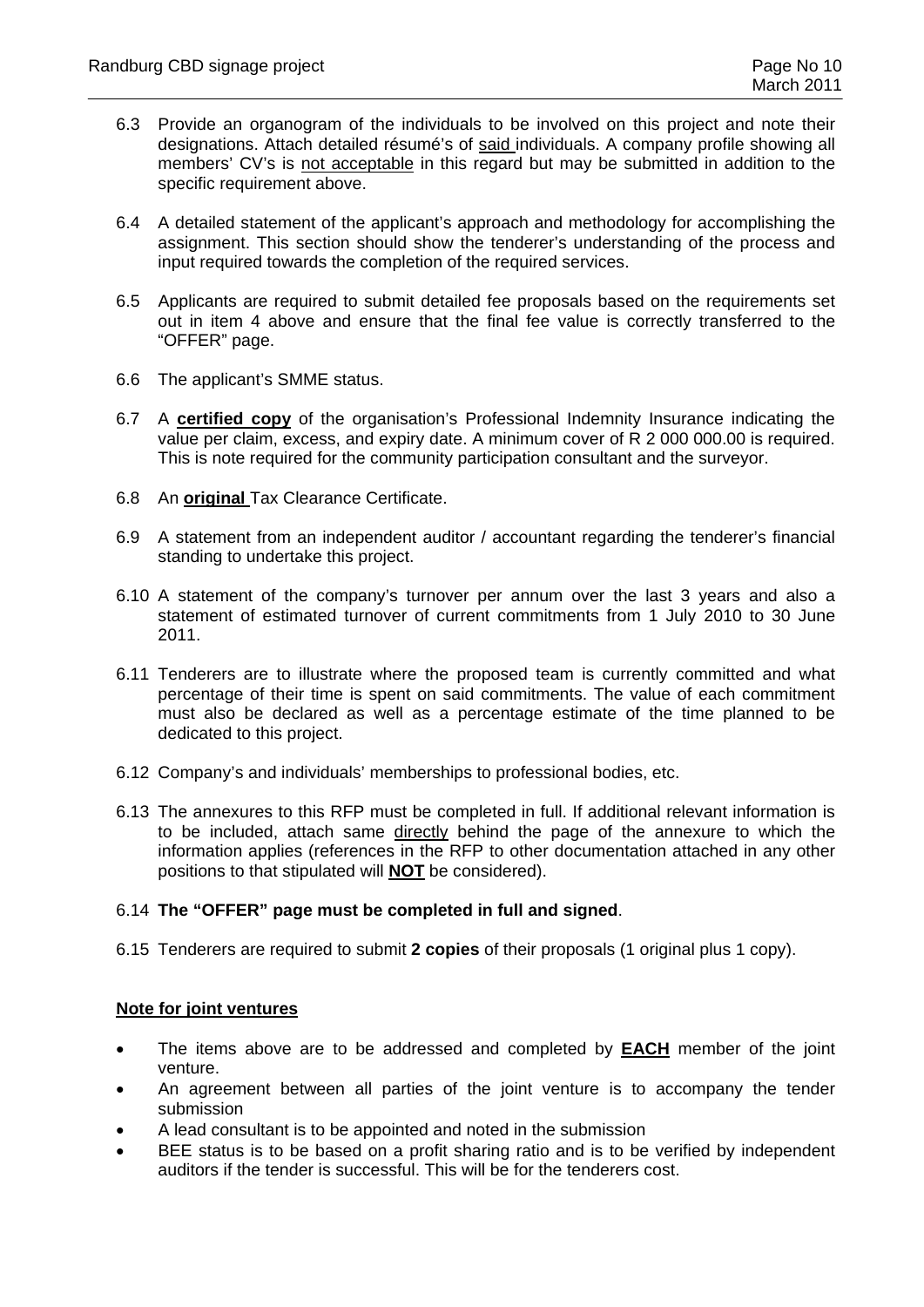6.3 Provide an organogram of the individuals to be involved on this project and note their designations. Attach detailed résumé's of said individuals. A company profile showing all members' CV's is not acceptable in this regard but may be submitted in addition to the specific requirement above.

6.4 A detailed statement of the applicant's approach and methodology for accomplishing the assignment. This section should show the tenderer's understanding of the process and input required towards the completion of the required services.

6.5 Applicants are required to submit detailed fee proposals based on the requirements set out in item 4 above and ensure that the final fee value is correctly transferred to the "OFFER" page.

6.6 The applicant's SMME status.

6.7 A **certified copy** of the organisation's Professional Indemnity Insurance indicating the value per claim, excess, and expiry date. A minimum cover of R 2 000 000.00 is required. This is note required for the community participation consultant and the surveyor.

6.8 An **original** Tax Clearance Certificate.

6.9 A statement from an independent auditor / accountant regarding the tenderer's financial standing to undertake this project.

6.10 A statement of the company's turnover per annum over the last 3 years and also a statement of estimated turnover of current commitments from 1 July 2010 to 30 June 2011.

6.11 Tenderers are to illustrate where the proposed team is currently committed and what percentage of their time is spent on said commitments. The value of each commitment must also be declared as well as a percentage estimate of the time planned to be dedicated to this project.

6.12 Company's and individuals' memberships to professional bodies, etc.

6.13 The annexures to this RFP must be completed in full. If additional relevant information is to be included, attach same directly behind the page of the annexure to which the information applies (references in the RFP to other documentation attached in any other positions to that stipulated will **NOT** be considered).

6.14 **The "OFFER" page must be completed in full and signed**.

6.15 Tenderers are required to submit **2 copies** of their proposals (1 original plus 1 copy).

**Note for joint ventures**

- The items above are to be addressed and completed by **EACH** member of the joint venture.
- An agreement between all parties of the joint venture is to accompany the tender submission
- A lead consultant is to be appointed and noted in the submission
- BEE status is to be based on a profit sharing ratio and is to be verified by independent auditors if the tender is successful. This will be for the tenderers cost.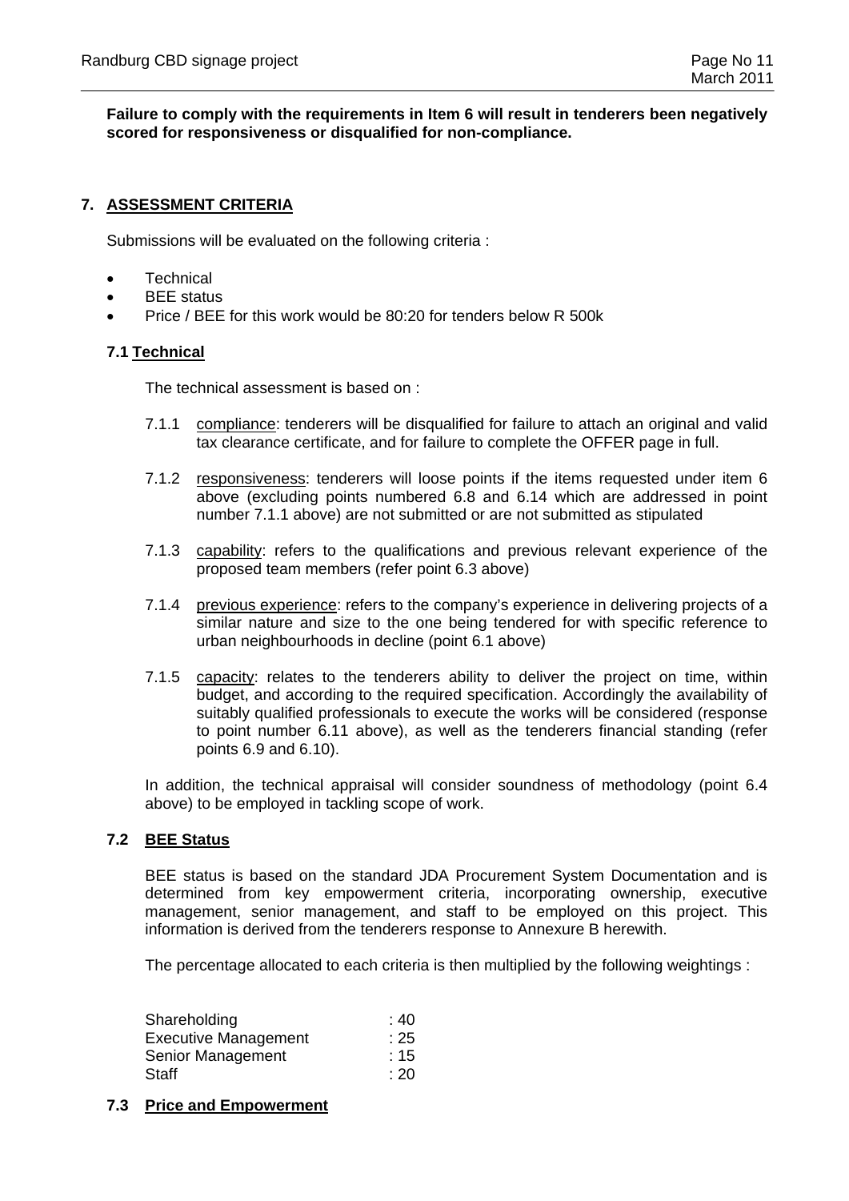**Failure to comply with the requirements in Item 6 will result in tenderers been negatively scored for responsiveness or disqualified for non-compliance.**

## 7. ASSESSMENT CRITERIA

Submissions will be evaluated on the following criteria :

- Technical
- BEE status
- Price / BEE for this work would be 80:20 for tenders below R 500k

### 7.1 Technical

The technical assessment is based on :

7.1.1 compliance: tenderers will be disqualified for failure to attach an original and valid tax clearance certificate, and for failure to complete the OFFER page in full.

7.1.2 responsiveness: tenderers will loose points if the items requested under item 6 above (excluding points numbered 6.8 and 6.14 which are addressed in point number 7.1.1 above) are not submitted or are not submitted as stipulated

7.1.3 capability: refers to the qualifications and previous relevant experience of the proposed team members (refer point 6.3 above)

7.1.4 previous experience: refers to the company's experience in delivering projects of a similar nature and size to the one being tendered for with specific reference to urban neighbourhoods in decline (point 6.1 above)

7.1.5 capacity: relates to the tenderers ability to deliver the project on time, within budget, and according to the required specification. Accordingly the availability of suitably qualified professionals to execute the works will be considered (response to point number 6.11 above), as well as the tenderers financial standing (refer points 6.9 and 6.10).

In addition, the technical appraisal will consider soundness of methodology (point 6.4 above) to be employed in tackling scope of work.

### 7.2 BEE Status

BEE status is based on the standard JDA Procurement System Documentation and is determined from key empowerment criteria, incorporating ownership, executive management, senior management, and staff to be employed on this project. This information is derived from the tenderers response to Annexure B herewith.

The percentage allocated to each criteria is then multiplied by the following weightings :

| | |
|---|---|
| Shareholding | : 40 |
| Executive Management | : 25 |
| Senior Management | : 15 |
| Staff | : 20 |

### 7.3 Price and Empowerment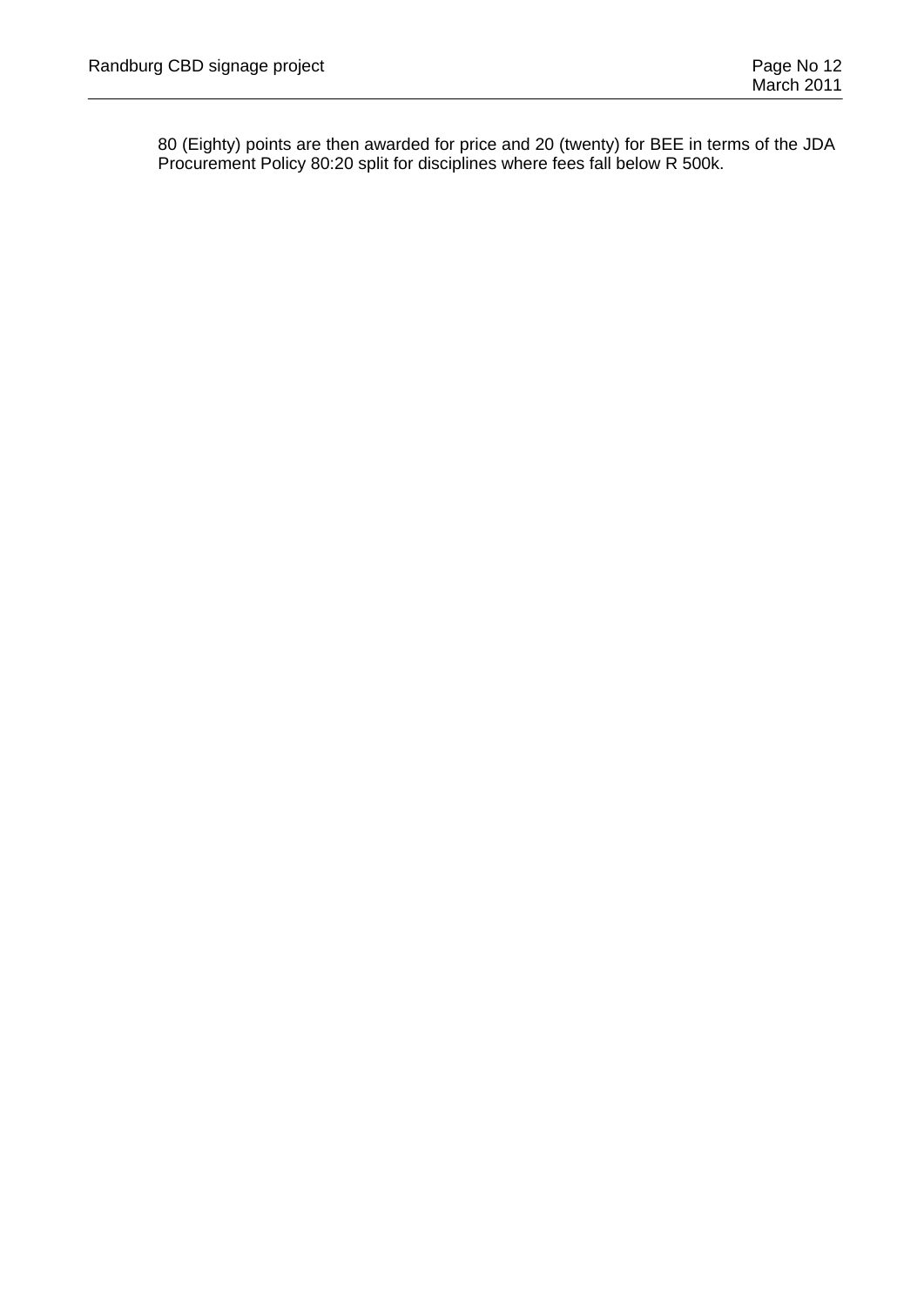80 (Eighty) points are then awarded for price and 20 (twenty) for BEE in terms of the JDA Procurement Policy 80:20 split for disciplines where fees fall below R 500k.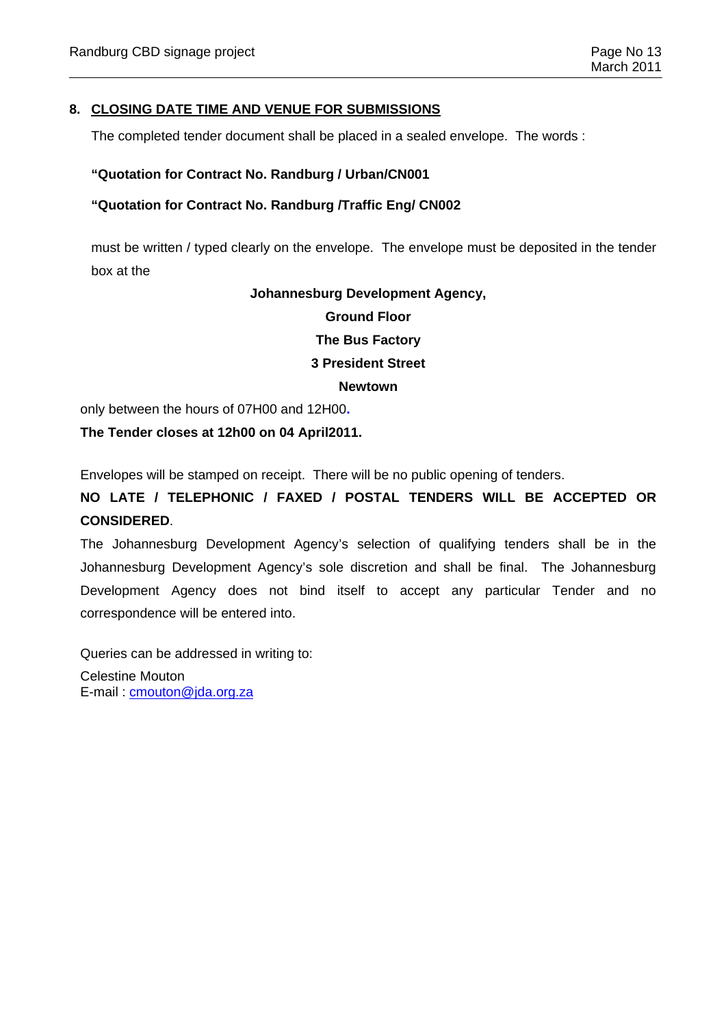## 8. CLOSING DATE TIME AND VENUE FOR SUBMISSIONS

The completed tender document shall be placed in a sealed envelope. The words :

**"Quotation for Contract No. Randburg / Urban/CN001**

**"Quotation for Contract No. Randburg /Traffic Eng/ CN002**

must be written / typed clearly on the envelope. The envelope must be deposited in the tender box at the

**Johannesburg Development Agency,**

**Ground Floor**

**The Bus Factory**

**3 President Street**

**Newtown**

only between the hours of 07H00 and 12H00.

**The Tender closes at 12h00 on 04 April2011.**

Envelopes will be stamped on receipt. There will be no public opening of tenders.

**NO LATE / TELEPHONIC / FAXED / POSTAL TENDERS WILL BE ACCEPTED OR CONSIDERED**.

The Johannesburg Development Agency's selection of qualifying tenders shall be in the Johannesburg Development Agency's sole discretion and shall be final. The Johannesburg Development Agency does not bind itself to accept any particular Tender and no correspondence will be entered into.

Queries can be addressed in writing to:

Celestine Mouton
E-mail : cmouton@jda.org.za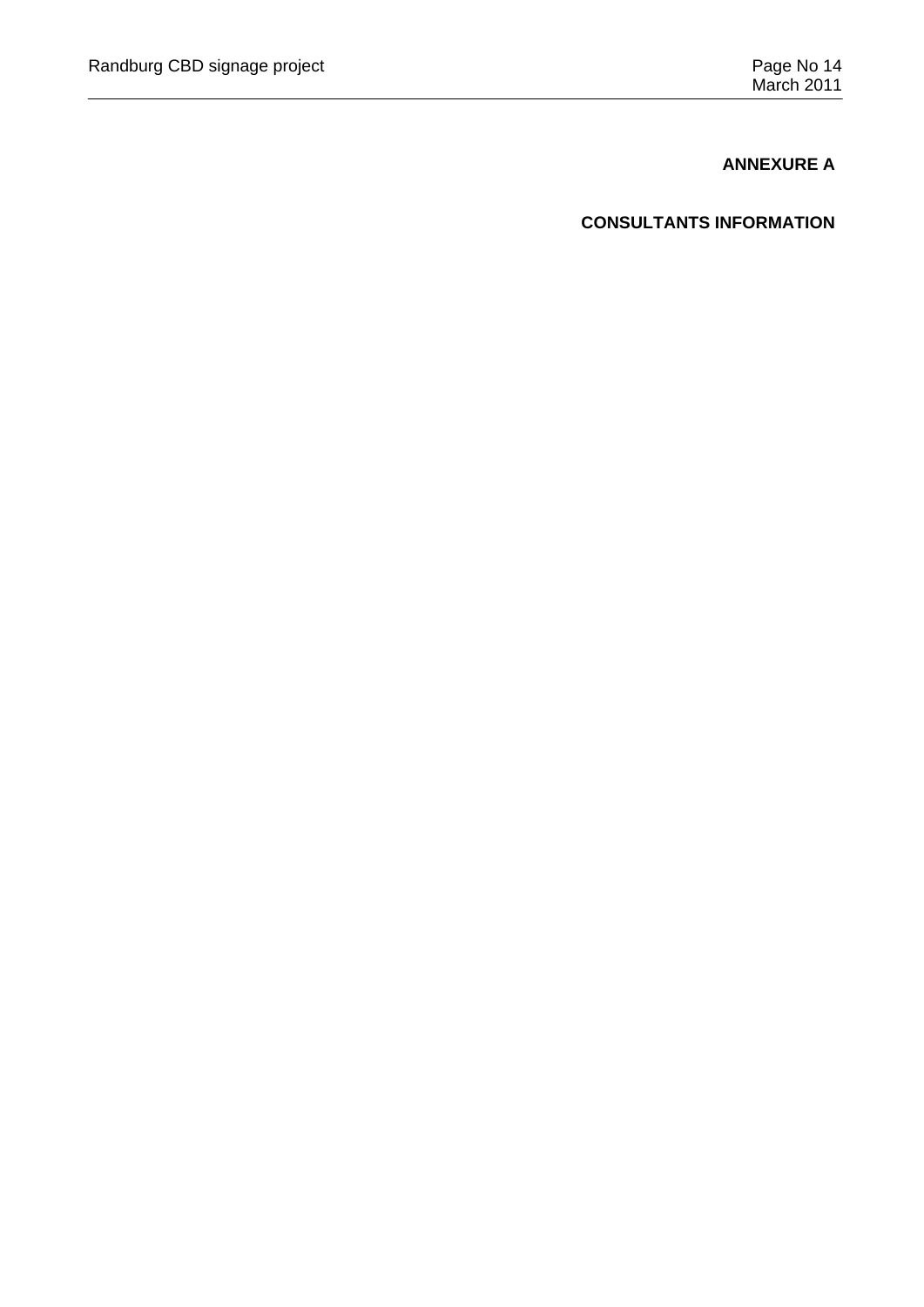**ANNEXURE A**

**CONSULTANTS INFORMATION**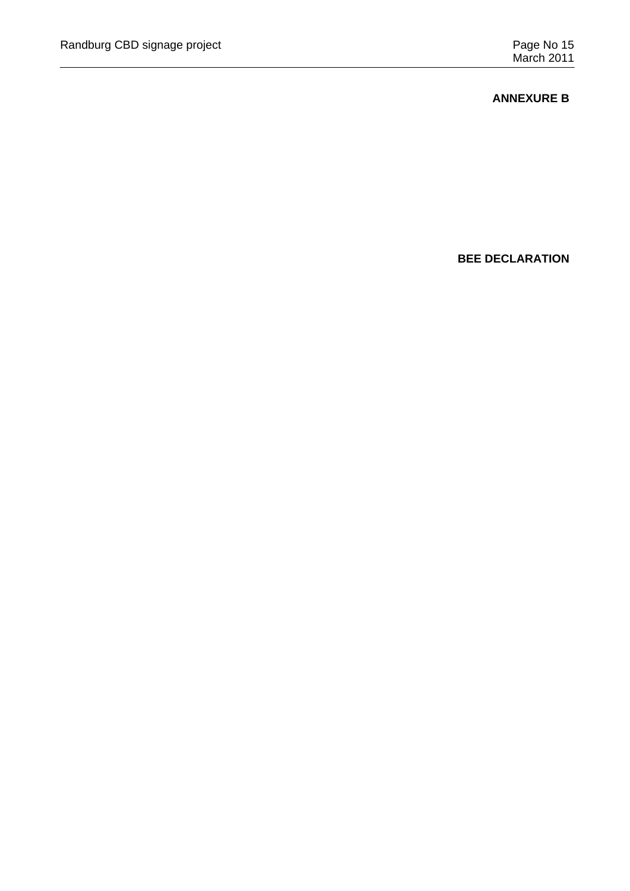**ANNEXURE B**

**BEE DECLARATION**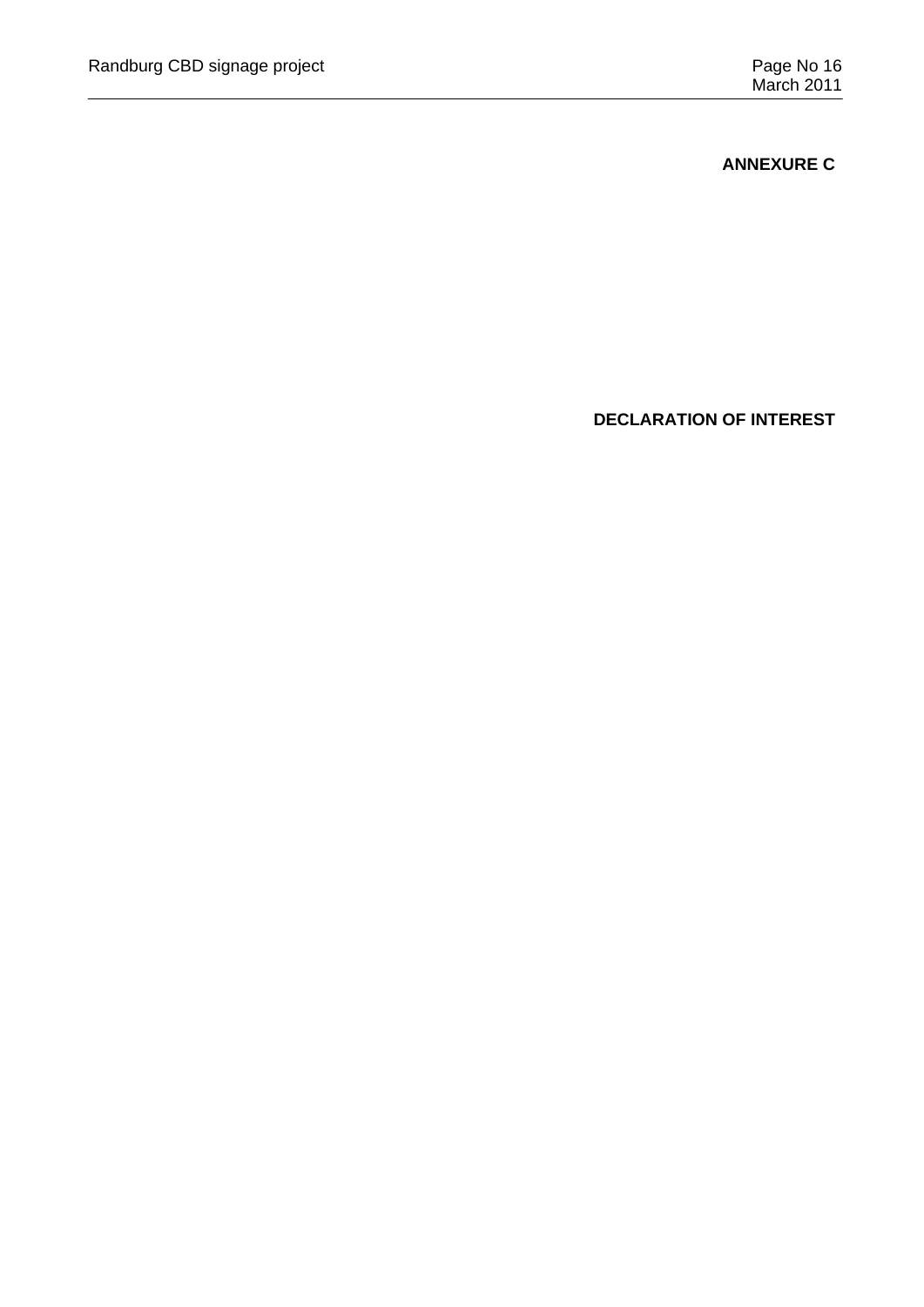**ANNEXURE C**

**DECLARATION OF INTEREST**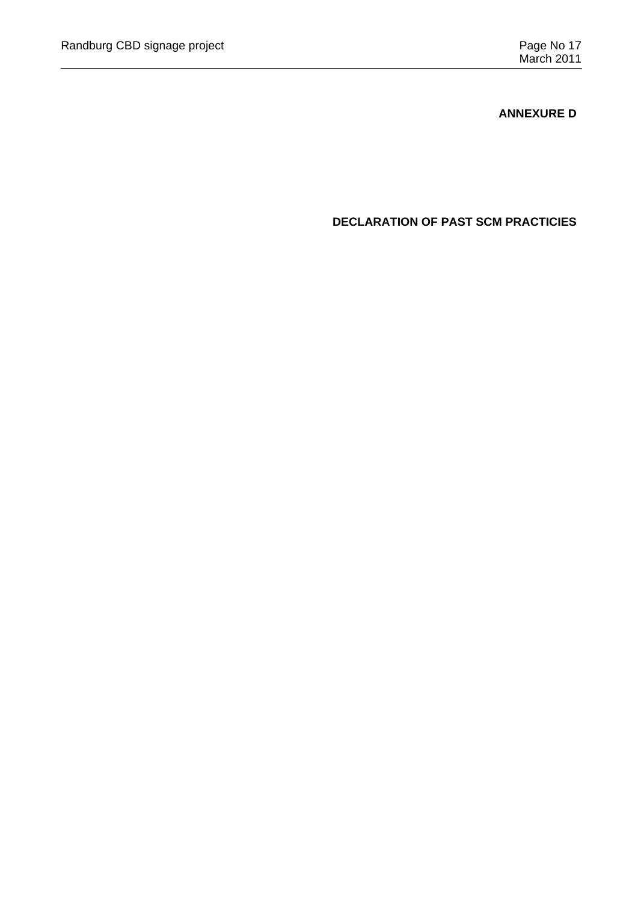**ANNEXURE D**

**DECLARATION OF PAST SCM PRACTICIES**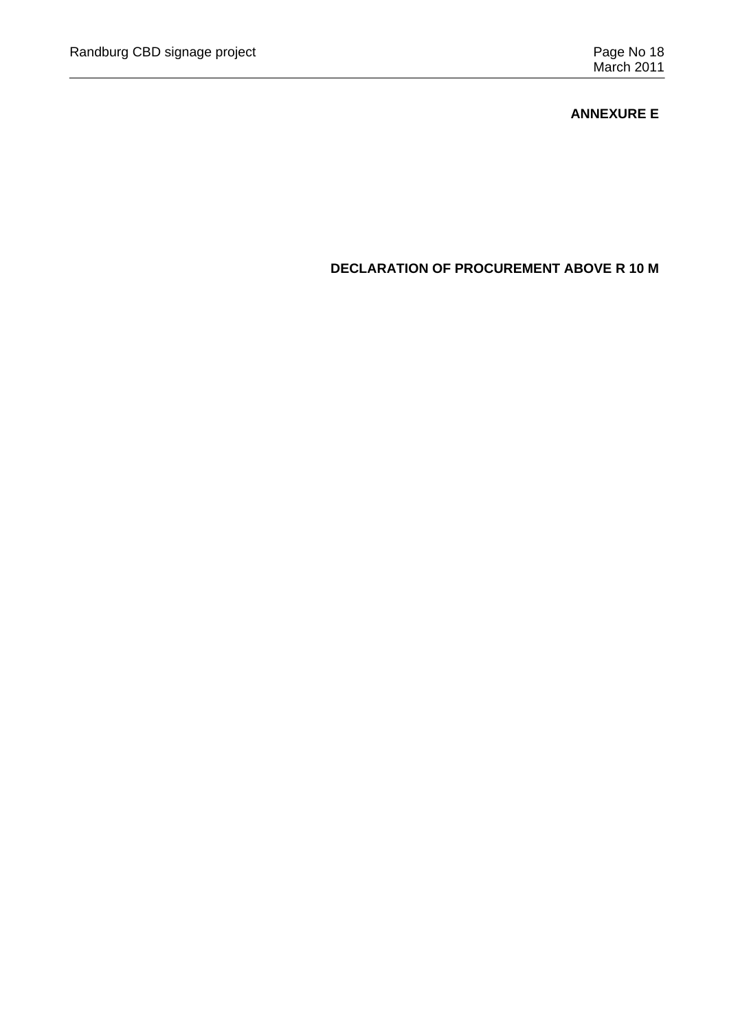**ANNEXURE E**

**DECLARATION OF PROCUREMENT ABOVE R 10 M**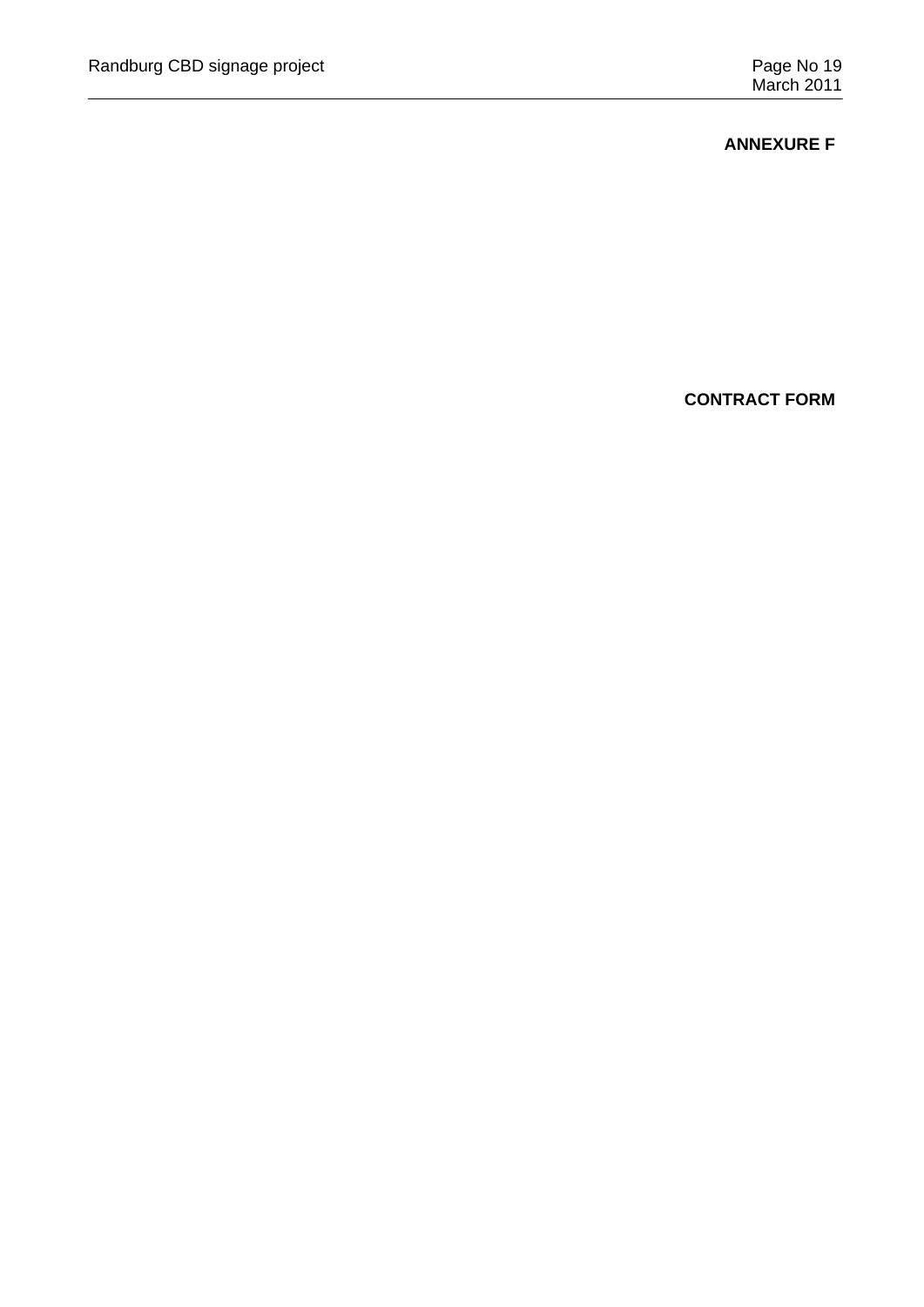**ANNEXURE F**

**CONTRACT FORM**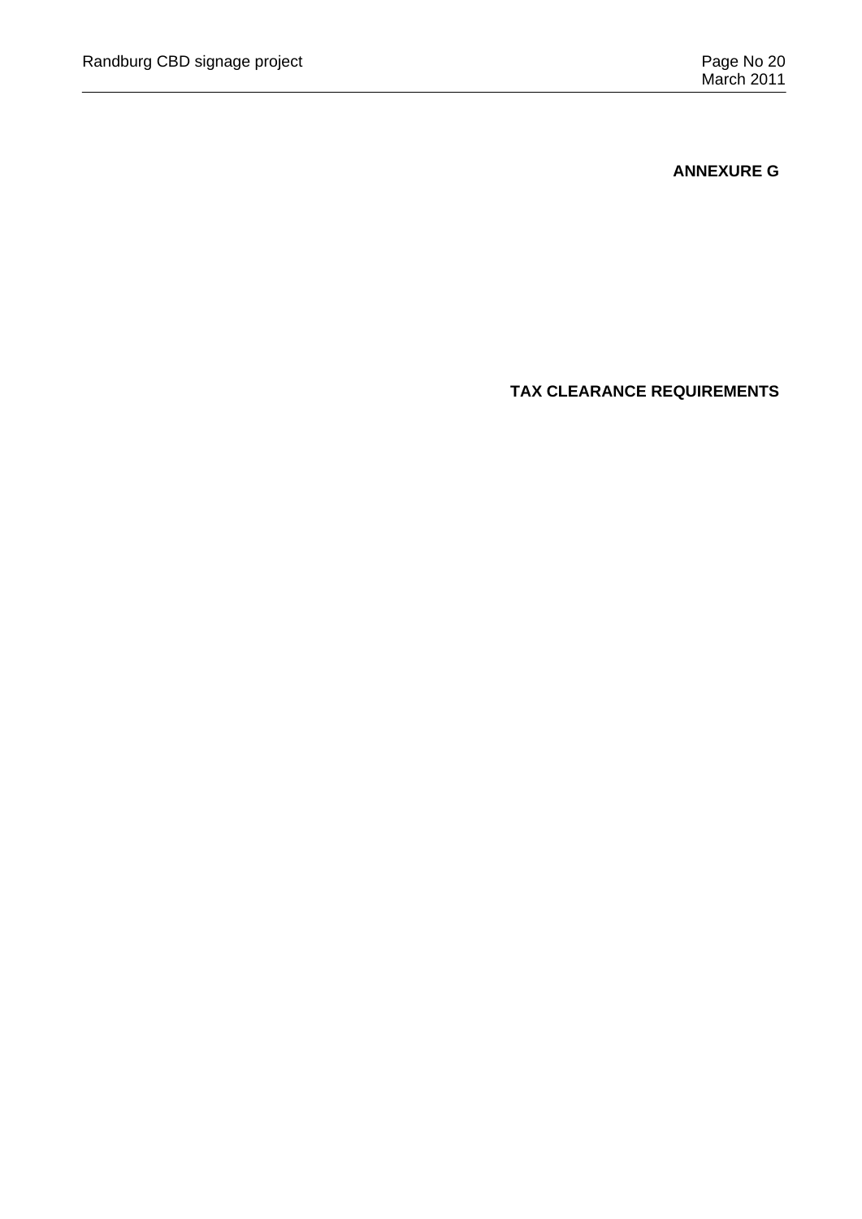**ANNEXURE G**

**TAX CLEARANCE REQUIREMENTS**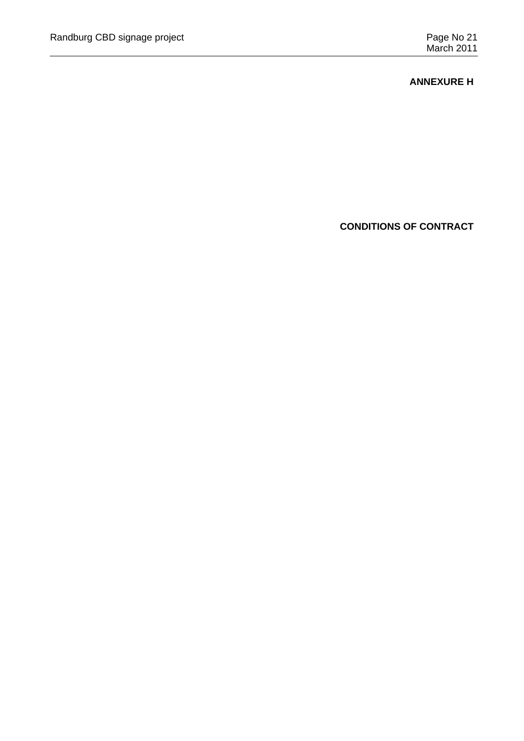**ANNEXURE H**

**CONDITIONS OF CONTRACT**